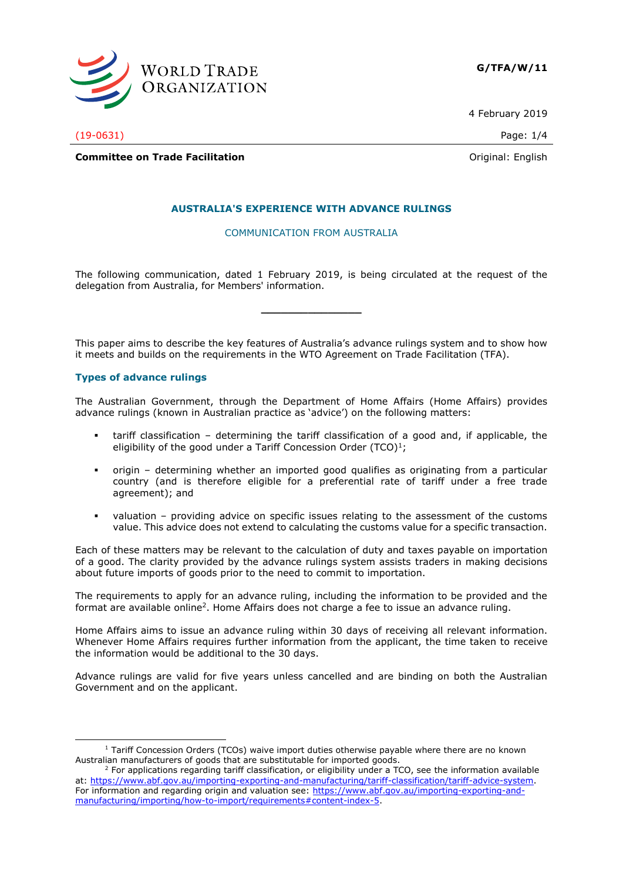**G/TFA/W/11**

4 February 2019

(19-0631)

**Committee on Trade Facilitation**

Original: English

## AUSTRALIA'S EXPERIENCE WITH ADVANCE RULINGS

COMMUNICATION FROM AUSTRALIA

The following communication, dated 1 February 2019, is being circulated at the request of the delegation from Australia, for Members' information.

---

This paper aims to describe the key features of Australia's advance rulings system and to show how it meets and builds on the requirements in the WTO Agreement on Trade Facilitation (TFA).

### Types of advance rulings

The Australian Government, through the Department of Home Affairs (Home Affairs) provides advance rulings (known in Australian practice as 'advice') on the following matters:

- tariff classification – determining the tariff classification of a good and, if applicable, the eligibility of the good under a Tariff Concession Order (TCO)[1];
- origin – determining whether an imported good qualifies as originating from a particular country (and is therefore eligible for a preferential rate of tariff under a free trade agreement); and
- valuation – providing advice on specific issues relating to the assessment of the customs value. This advice does not extend to calculating the customs value for a specific transaction.

Each of these matters may be relevant to the calculation of duty and taxes payable on importation of a good. The clarity provided by the advance rulings system assists traders in making decisions about future imports of goods prior to the need to commit to importation.

The requirements to apply for an advance ruling, including the information to be provided and the format are available online[2]. Home Affairs does not charge a fee to issue an advance ruling.

Home Affairs aims to issue an advance ruling within 30 days of receiving all relevant information. Whenever Home Affairs requires further information from the applicant, the time taken to receive the information would be additional to the 30 days.

Advance rulings are valid for five years unless cancelled and are binding on both the Australian Government and on the applicant.

---

[1] Tariff Concession Orders (TCOs) waive import duties otherwise payable where there are no known Australian manufacturers of goods that are substitutable for imported goods.

[2] For applications regarding tariff classification, or eligibility under a TCO, see the information available at: https://www.abf.gov.au/importing-exporting-and-manufacturing/tariff-classification/tariff-advice-system. For information and regarding origin and valuation see: https://www.abf.gov.au/importing-exporting-and-manufacturing/importing/how-to-import/requirements#content-index-5.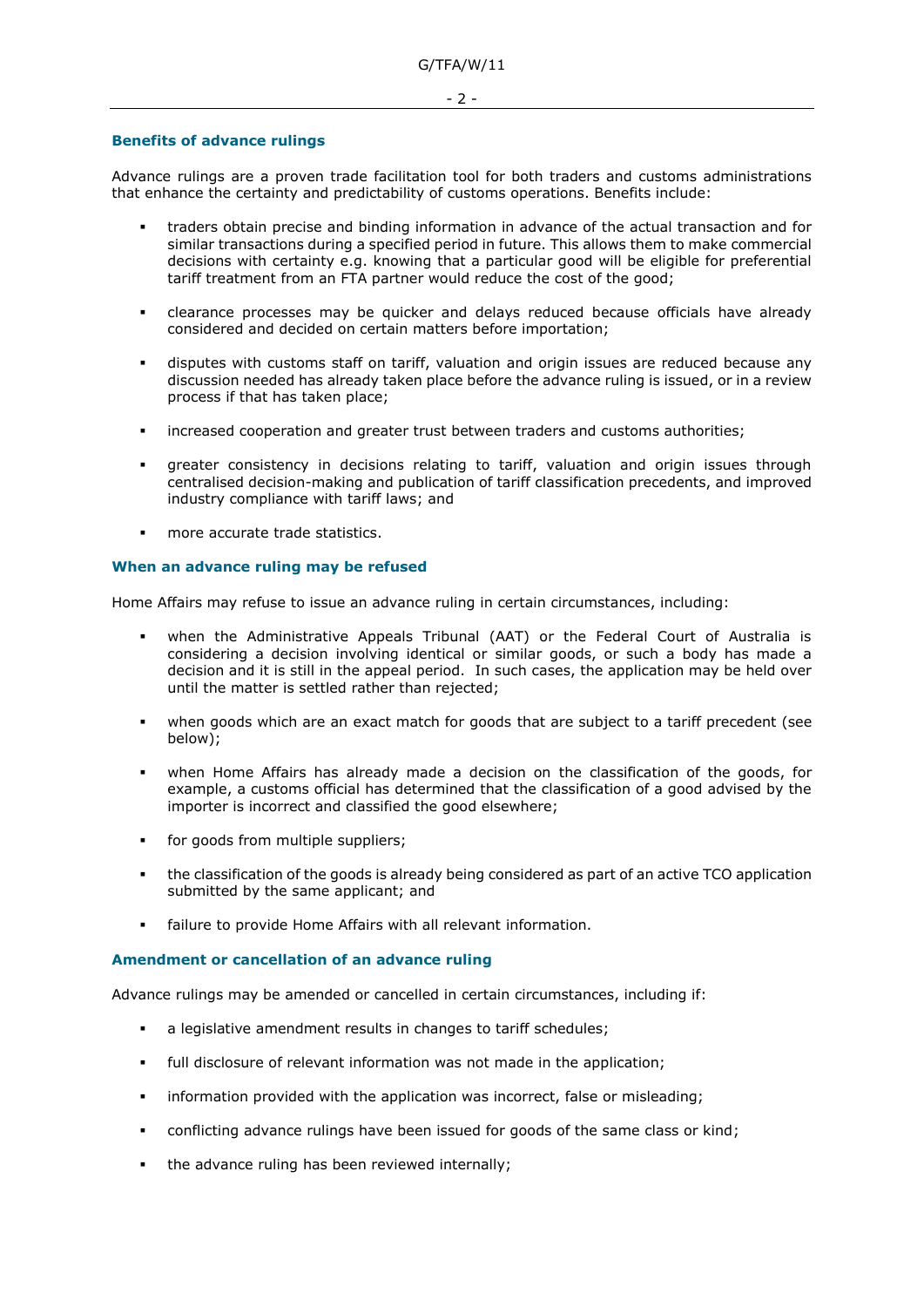### Benefits of advance rulings

Advance rulings are a proven trade facilitation tool for both traders and customs administrations that enhance the certainty and predictability of customs operations. Benefits include:

- traders obtain precise and binding information in advance of the actual transaction and for similar transactions during a specified period in future. This allows them to make commercial decisions with certainty e.g. knowing that a particular good will be eligible for preferential tariff treatment from an FTA partner would reduce the cost of the good;
- clearance processes may be quicker and delays reduced because officials have already considered and decided on certain matters before importation;
- disputes with customs staff on tariff, valuation and origin issues are reduced because any discussion needed has already taken place before the advance ruling is issued, or in a review process if that has taken place;
- increased cooperation and greater trust between traders and customs authorities;
- greater consistency in decisions relating to tariff, valuation and origin issues through centralised decision-making and publication of tariff classification precedents, and improved industry compliance with tariff laws; and
- more accurate trade statistics.

### When an advance ruling may be refused

Home Affairs may refuse to issue an advance ruling in certain circumstances, including:

- when the Administrative Appeals Tribunal (AAT) or the Federal Court of Australia is considering a decision involving identical or similar goods, or such a body has made a decision and it is still in the appeal period. In such cases, the application may be held over until the matter is settled rather than rejected;
- when goods which are an exact match for goods that are subject to a tariff precedent (see below);
- when Home Affairs has already made a decision on the classification of the goods, for example, a customs official has determined that the classification of a good advised by the importer is incorrect and classified the good elsewhere;
- for goods from multiple suppliers;
- the classification of the goods is already being considered as part of an active TCO application submitted by the same applicant; and
- failure to provide Home Affairs with all relevant information.

### Amendment or cancellation of an advance ruling

Advance rulings may be amended or cancelled in certain circumstances, including if:

- a legislative amendment results in changes to tariff schedules;
- full disclosure of relevant information was not made in the application;
- information provided with the application was incorrect, false or misleading;
- conflicting advance rulings have been issued for goods of the same class or kind;
- the advance ruling has been reviewed internally;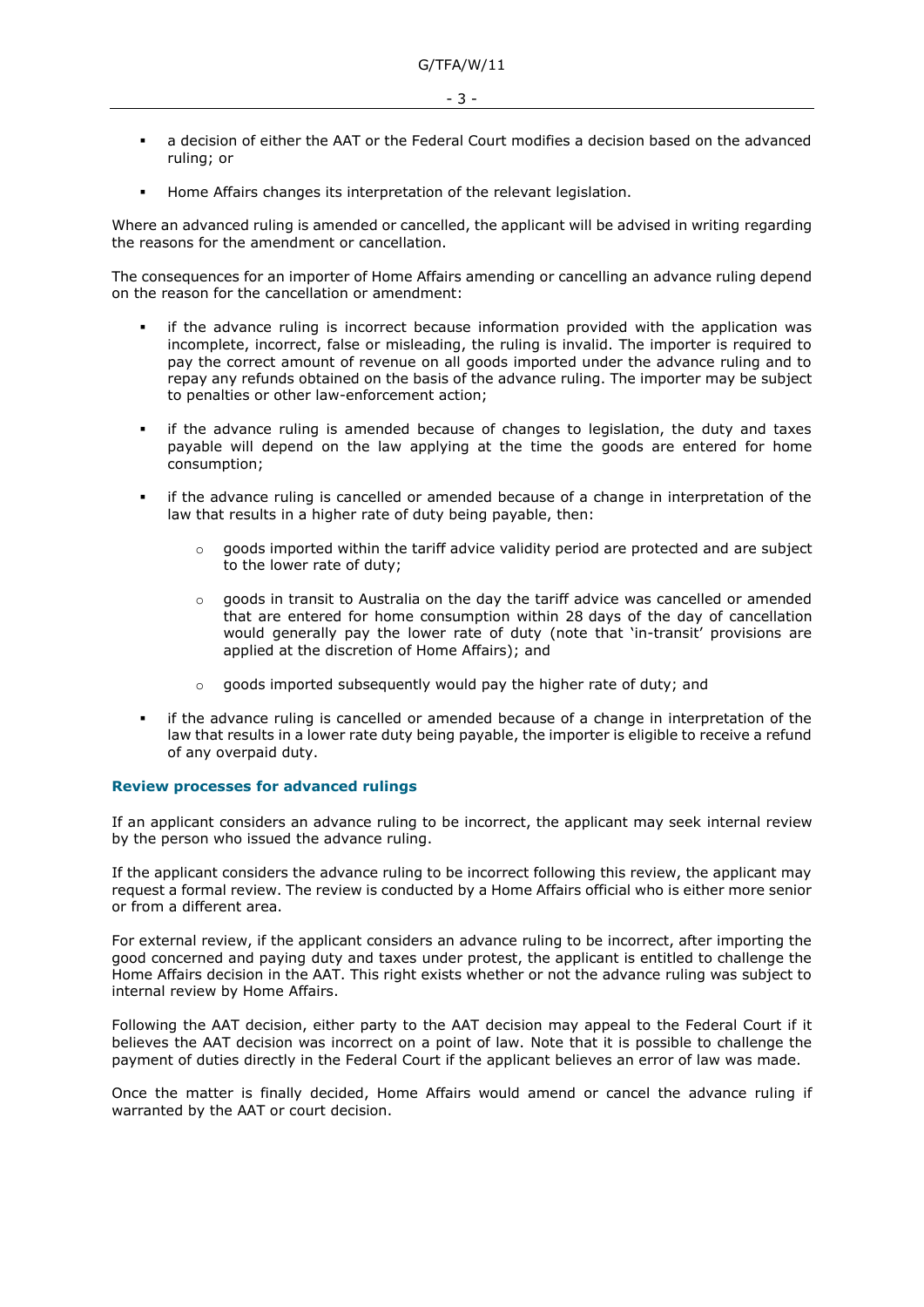- a decision of either the AAT or the Federal Court modifies a decision based on the advanced ruling; or

- Home Affairs changes its interpretation of the relevant legislation.

Where an advanced ruling is amended or cancelled, the applicant will be advised in writing regarding the reasons for the amendment or cancellation.

The consequences for an importer of Home Affairs amending or cancelling an advance ruling depend on the reason for the cancellation or amendment:

- if the advance ruling is incorrect because information provided with the application was incomplete, incorrect, false or misleading, the ruling is invalid. The importer is required to pay the correct amount of revenue on all goods imported under the advance ruling and to repay any refunds obtained on the basis of the advance ruling. The importer may be subject to penalties or other law-enforcement action;

- if the advance ruling is amended because of changes to legislation, the duty and taxes payable will depend on the law applying at the time the goods are entered for home consumption;

- if the advance ruling is cancelled or amended because of a change in interpretation of the law that results in a higher rate of duty being payable, then:

    - goods imported within the tariff advice validity period are protected and are subject to the lower rate of duty;

    - goods in transit to Australia on the day the tariff advice was cancelled or amended that are entered for home consumption within 28 days of the day of cancellation would generally pay the lower rate of duty (note that 'in-transit' provisions are applied at the discretion of Home Affairs); and

    - goods imported subsequently would pay the higher rate of duty; and

- if the advance ruling is cancelled or amended because of a change in interpretation of the law that results in a lower rate duty being payable, the importer is eligible to receive a refund of any overpaid duty.

### Review processes for advanced rulings

If an applicant considers an advance ruling to be incorrect, the applicant may seek internal review by the person who issued the advance ruling.

If the applicant considers the advance ruling to be incorrect following this review, the applicant may request a formal review. The review is conducted by a Home Affairs official who is either more senior or from a different area.

For external review, if the applicant considers an advance ruling to be incorrect, after importing the good concerned and paying duty and taxes under protest, the applicant is entitled to challenge the Home Affairs decision in the AAT. This right exists whether or not the advance ruling was subject to internal review by Home Affairs.

Following the AAT decision, either party to the AAT decision may appeal to the Federal Court if it believes the AAT decision was incorrect on a point of law. Note that it is possible to challenge the payment of duties directly in the Federal Court if the applicant believes an error of law was made.

Once the matter is finally decided, Home Affairs would amend or cancel the advance ruling if warranted by the AAT or court decision.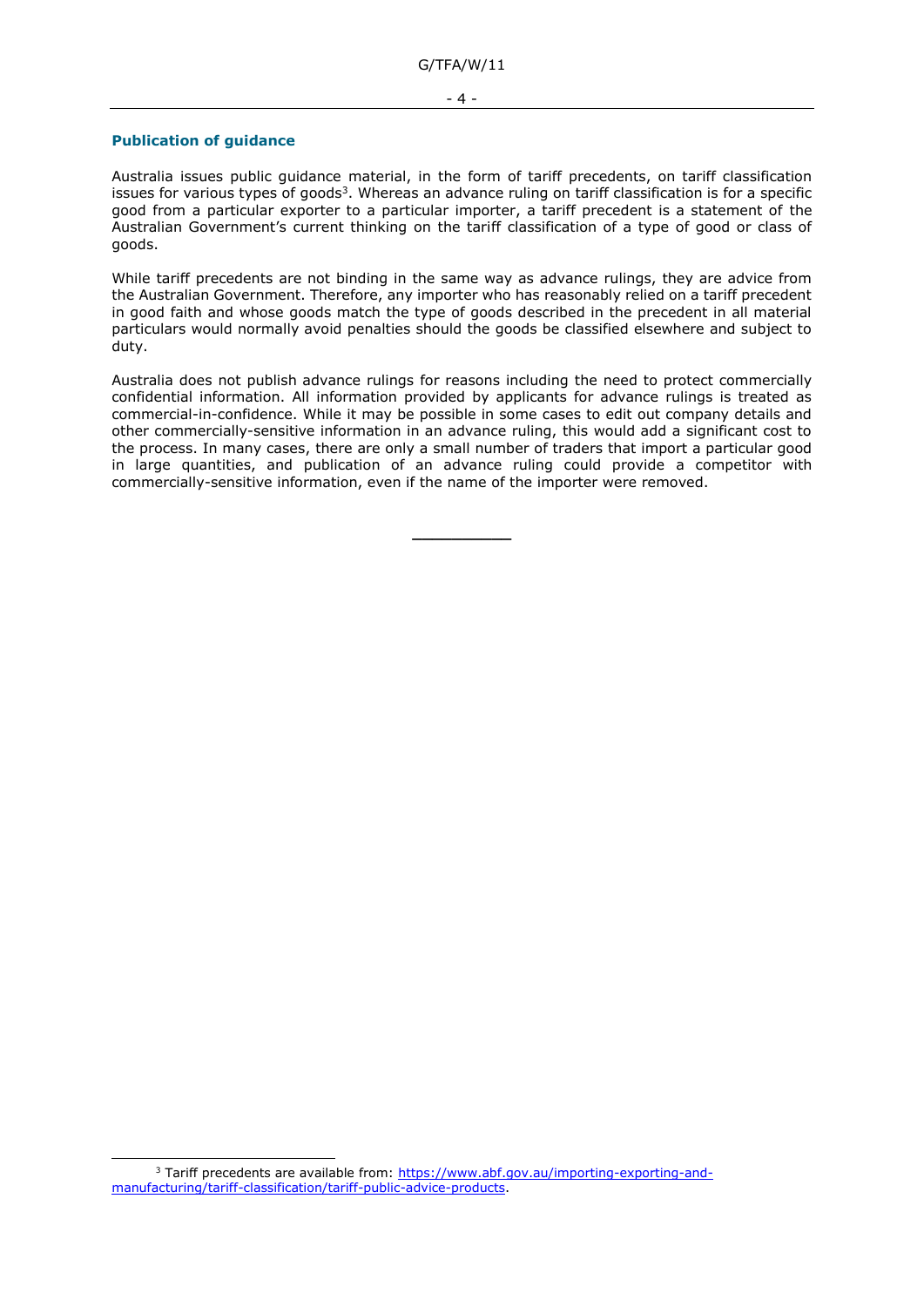### Publication of guidance

Australia issues public guidance material, in the form of tariff precedents, on tariff classification issues for various types of goods[3]. Whereas an advance ruling on tariff classification is for a specific good from a particular exporter to a particular importer, a tariff precedent is a statement of the Australian Government's current thinking on the tariff classification of a type of good or class of goods.

While tariff precedents are not binding in the same way as advance rulings, they are advice from the Australian Government. Therefore, any importer who has reasonably relied on a tariff precedent in good faith and whose goods match the type of goods described in the precedent in all material particulars would normally avoid penalties should the goods be classified elsewhere and subject to duty.

Australia does not publish advance rulings for reasons including the need to protect commercially confidential information. All information provided by applicants for advance rulings is treated as commercial-in-confidence. While it may be possible in some cases to edit out company details and other commercially-sensitive information in an advance ruling, this would add a significant cost to the process. In many cases, there are only a small number of traders that import a particular good in large quantities, and publication of an advance ruling could provide a competitor with commercially-sensitive information, even if the name of the importer were removed.

__________

[3] Tariff precedents are available from: https://www.abf.gov.au/importing-exporting-and-manufacturing/tariff-classification/tariff-public-advice-products.